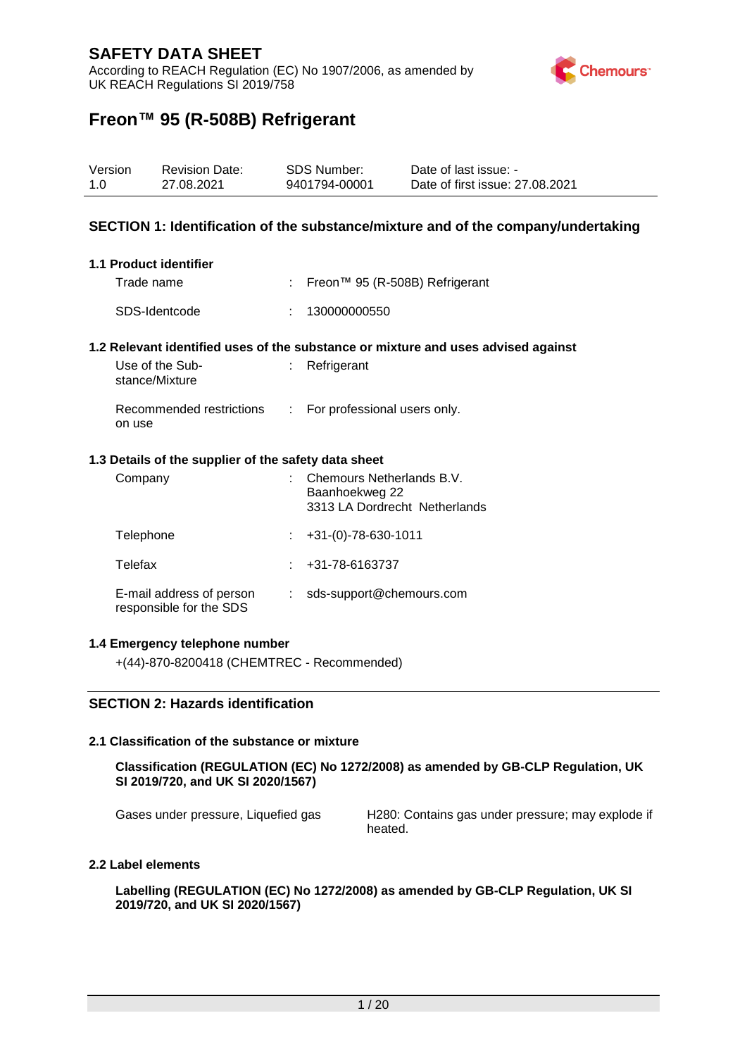# SAFETY DATA SHEET

According to REACH Regulation (EC) No 1907/2006, as amended by UK REACH Regulations SI 2019/758

## Freon™ 95 (R-508B) Refrigerant

| Version | Revision Date: | SDS Number: | Date of last issue: - |
|---|---|---|---|
| 1.0 | 27.08.2021 | 9401794-00001 | Date of first issue: 27.08.2021 |

## SECTION 1: Identification of the substance/mixture and of the company/undertaking

### 1.1 Product identifier

Trade name : Freon™ 95 (R-508B) Refrigerant

SDS-Identcode : 130000000550

### 1.2 Relevant identified uses of the substance or mixture and uses advised against

Use of the Substance/Mixture : Refrigerant

Recommended restrictions on use : For professional users only.

### 1.3 Details of the supplier of the safety data sheet

Company : Chemours Netherlands B.V.
Baanhoekweg 22
3313 LA Dordrecht Netherlands

Telephone : +31-(0)-78-630-1011

Telefax : +31-78-6163737

E-mail address of person responsible for the SDS : sds-support@chemours.com

### 1.4 Emergency telephone number

+(44)-870-8200418 (CHEMTREC - Recommended)

## SECTION 2: Hazards identification

### 2.1 Classification of the substance or mixture

**Classification (REGULATION (EC) No 1272/2008) as amended by GB-CLP Regulation, UK SI 2019/720, and UK SI 2020/1567)**

Gases under pressure, Liquefied gas — H280: Contains gas under pressure; may explode if heated.

### 2.2 Label elements

**Labelling (REGULATION (EC) No 1272/2008) as amended by GB-CLP Regulation, UK SI 2019/720, and UK SI 2020/1567)**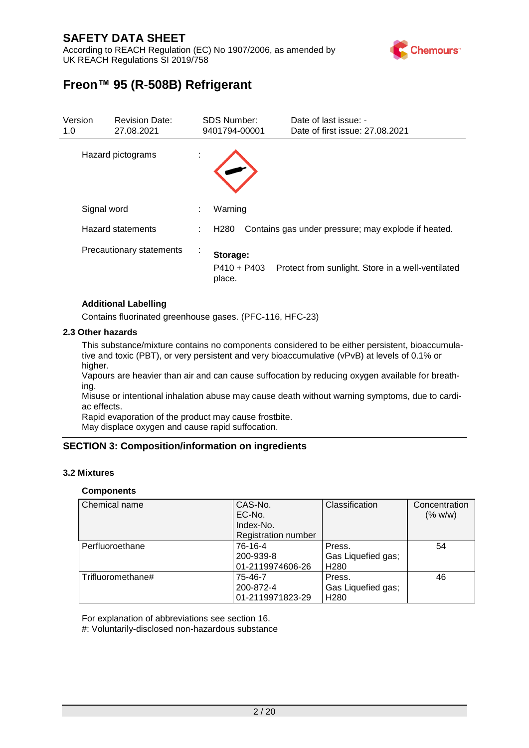# SAFETY DATA SHEET

According to REACH Regulation (EC) No 1907/2006, as amended by UK REACH Regulations SI 2019/758

# Freon™ 95 (R-508B) Refrigerant

| Version | Revision Date: | SDS Number: | Date of last issue: - |
|---|---|---|---|
| 1.0 | 27.08.2021 | 9401794-00001 | Date of first issue: 27.08.2021 |

Hazard pictograms :

Signal word : Warning

Hazard statements : H280 Contains gas under pressure; may explode if heated.

Precautionary statements :

**Storage:**

P410 + P403 Protect from sunlight. Store in a well-ventilated place.

**Additional Labelling**

Contains fluorinated greenhouse gases. (PFC-116, HFC-23)

### 2.3 Other hazards

This substance/mixture contains no components considered to be either persistent, bioaccumulative and toxic (PBT), or very persistent and very bioaccumulative (vPvB) at levels of 0.1% or higher.
Vapours are heavier than air and can cause suffocation by reducing oxygen available for breathing.
Misuse or intentional inhalation abuse may cause death without warning symptoms, due to cardiac effects.
Rapid evaporation of the product may cause frostbite.
May displace oxygen and cause rapid suffocation.

## SECTION 3: Composition/information on ingredients

### 3.2 Mixtures

**Components**

| Chemical name | CAS-No.<br>EC-No.<br>Index-No.<br>Registration number | Classification | Concentration (% w/w) |
|---|---|---|---|
| Perfluoroethane | 76-16-4<br>200-939-8<br>01-2119974606-26 | Press. Gas Liquefied gas; H280 | 54 |
| Trifluoromethane# | 75-46-7<br>200-872-4<br>01-2119971823-29 | Press. Gas Liquefied gas; H280 | 46 |

For explanation of abbreviations see section 16.
#: Voluntarily-disclosed non-hazardous substance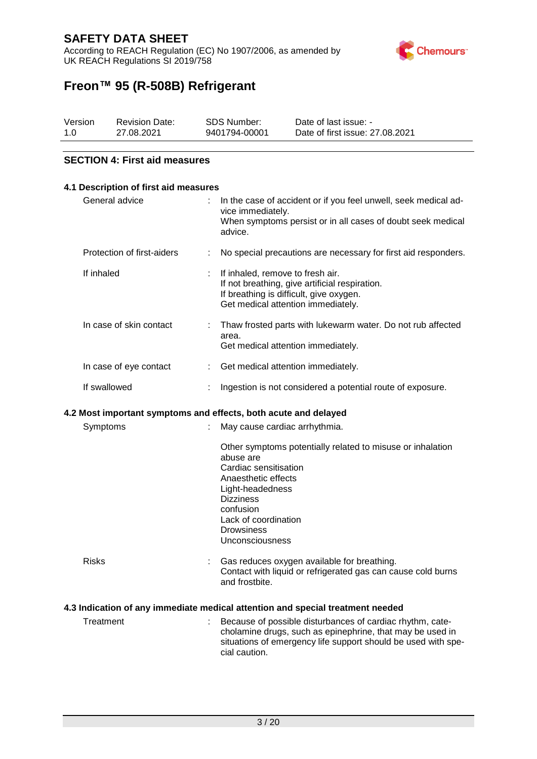## SECTION 4: First aid measures

### 4.1 Description of first aid measures

| | |
|---|---|
| General advice | In the case of accident or if you feel unwell, seek medical advice immediately.<br>When symptoms persist or in all cases of doubt seek medical advice. |
| Protection of first-aiders | No special precautions are necessary for first aid responders. |
| If inhaled | If inhaled, remove to fresh air.<br>If not breathing, give artificial respiration.<br>If breathing is difficult, give oxygen.<br>Get medical attention immediately. |
| In case of skin contact | Thaw frosted parts with lukewarm water. Do not rub affected area.<br>Get medical attention immediately. |
| In case of eye contact | Get medical attention immediately. |
| If swallowed | Ingestion is not considered a potential route of exposure. |

### 4.2 Most important symptoms and effects, both acute and delayed

| | |
|---|---|
| Symptoms | May cause cardiac arrhythmia.<br><br>Other symptoms potentially related to misuse or inhalation abuse are<br>Cardiac sensitisation<br>Anaesthetic effects<br>Light-headedness<br>Dizziness<br>confusion<br>Lack of coordination<br>Drowsiness<br>Unconsciousness |
| Risks | Gas reduces oxygen available for breathing.<br>Contact with liquid or refrigerated gas can cause cold burns and frostbite. |

### 4.3 Indication of any immediate medical attention and special treatment needed

| | |
|---|---|
| Treatment | Because of possible disturbances of cardiac rhythm, catecholamine drugs, such as epinephrine, that may be used in situations of emergency life support should be used with special caution. |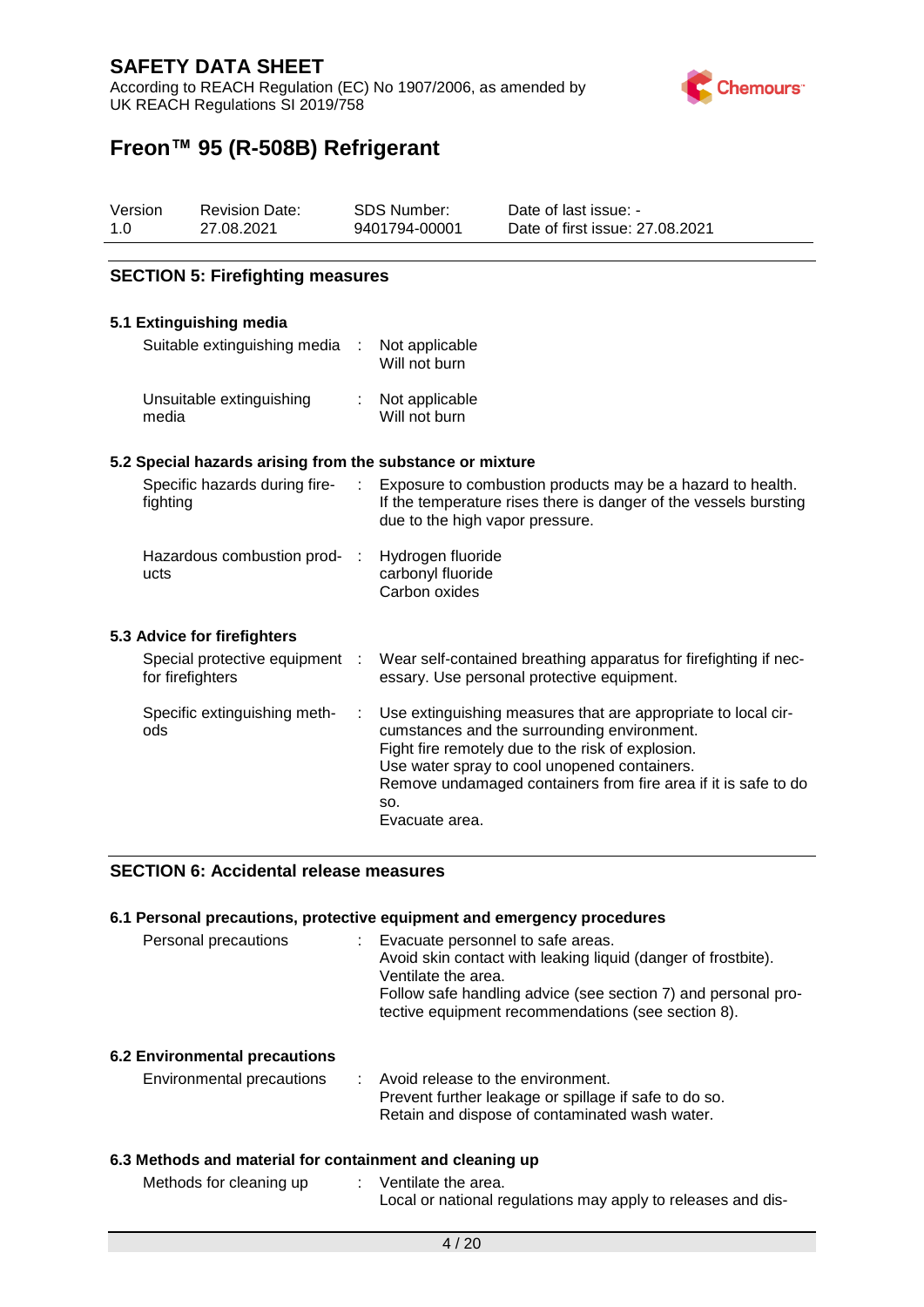## SECTION 5: Firefighting measures

### 5.1 Extinguishing media

| | | |
|---|---|---|
| Suitable extinguishing media | : | Not applicable<br>Will not burn |
| Unsuitable extinguishing media | : | Not applicable<br>Will not burn |

### 5.2 Special hazards arising from the substance or mixture

| | | |
|---|---|---|
| Specific hazards during fire-fighting | : | Exposure to combustion products may be a hazard to health.<br>If the temperature rises there is danger of the vessels bursting due to the high vapor pressure. |
| Hazardous combustion products | : | Hydrogen fluoride<br>carbonyl fluoride<br>Carbon oxides |

### 5.3 Advice for firefighters

| | | |
|---|---|---|
| Special protective equipment for firefighters | : | Wear self-contained breathing apparatus for firefighting if necessary. Use personal protective equipment. |
| Specific extinguishing methods | : | Use extinguishing measures that are appropriate to local circumstances and the surrounding environment.<br>Fight fire remotely due to the risk of explosion.<br>Use water spray to cool unopened containers.<br>Remove undamaged containers from fire area if it is safe to do so.<br>Evacuate area. |

## SECTION 6: Accidental release measures

### 6.1 Personal precautions, protective equipment and emergency procedures

| | | |
|---|---|---|
| Personal precautions | : | Evacuate personnel to safe areas.<br>Avoid skin contact with leaking liquid (danger of frostbite).<br>Ventilate the area.<br>Follow safe handling advice (see section 7) and personal protective equipment recommendations (see section 8). |

### 6.2 Environmental precautions

| | | |
|---|---|---|
| Environmental precautions | : | Avoid release to the environment.<br>Prevent further leakage or spillage if safe to do so.<br>Retain and dispose of contaminated wash water. |

### 6.3 Methods and material for containment and cleaning up

| | | |
|---|---|---|
| Methods for cleaning up | : | Ventilate the area.<br>Local or national regulations may apply to releases and dis- |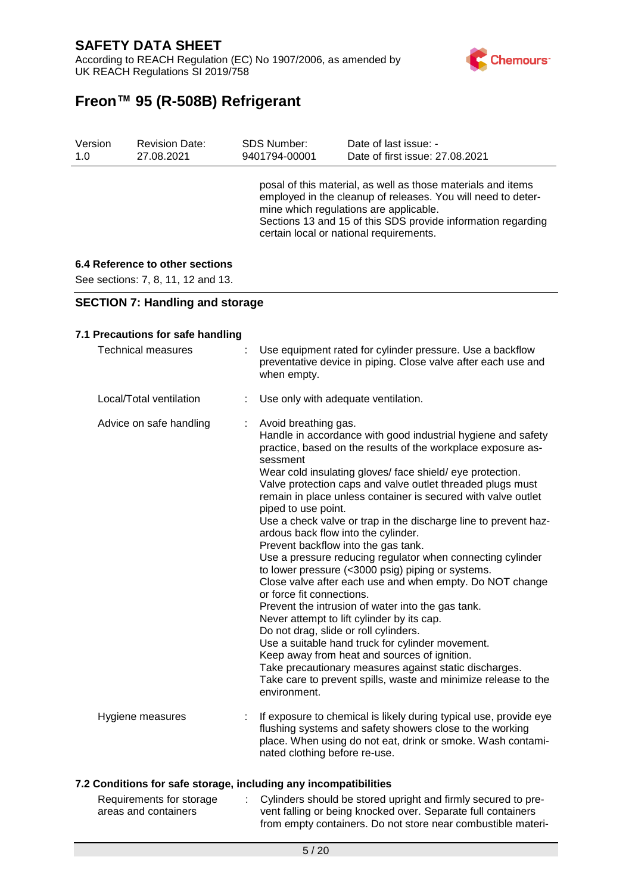posal of this material, as well as those materials and items employed in the cleanup of releases. You will need to determine which regulations are applicable.
Sections 13 and 15 of this SDS provide information regarding certain local or national requirements.

### 6.4 Reference to other sections

See sections: 7, 8, 11, 12 and 13.

## SECTION 7: Handling and storage

### 7.1 Precautions for safe handling

| | | |
|---|---|---|
| Technical measures | : | Use equipment rated for cylinder pressure. Use a backflow preventative device in piping. Close valve after each use and when empty. |
| Local/Total ventilation | : | Use only with adequate ventilation. |
| Advice on safe handling | : | Avoid breathing gas.<br>Handle in accordance with good industrial hygiene and safety practice, based on the results of the workplace exposure assessment<br>Wear cold insulating gloves/ face shield/ eye protection.<br>Valve protection caps and valve outlet threaded plugs must remain in place unless container is secured with valve outlet piped to use point.<br>Use a check valve or trap in the discharge line to prevent hazardous back flow into the cylinder.<br>Prevent backflow into the gas tank.<br>Use a pressure reducing regulator when connecting cylinder to lower pressure (<3000 psig) piping or systems.<br>Close valve after each use and when empty. Do NOT change or force fit connections.<br>Prevent the intrusion of water into the gas tank.<br>Never attempt to lift cylinder by its cap.<br>Do not drag, slide or roll cylinders.<br>Use a suitable hand truck for cylinder movement.<br>Keep away from heat and sources of ignition.<br>Take precautionary measures against static discharges.<br>Take care to prevent spills, waste and minimize release to the environment. |
| Hygiene measures | : | If exposure to chemical is likely during typical use, provide eye flushing systems and safety showers close to the working place. When using do not eat, drink or smoke. Wash contaminated clothing before re-use. |

### 7.2 Conditions for safe storage, including any incompatibilities

| | | |
|---|---|---|
| Requirements for storage areas and containers | : | Cylinders should be stored upright and firmly secured to prevent falling or being knocked over. Separate full containers from empty containers. Do not store near combustible materi- |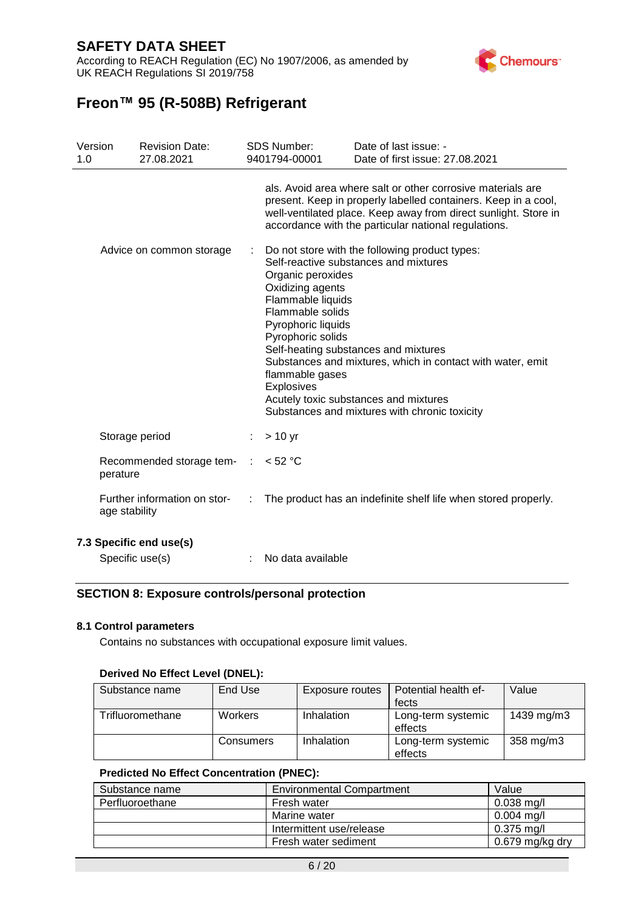als. Avoid area where salt or other corrosive materials are present. Keep in properly labelled containers. Keep in a cool, well-ventilated place. Keep away from direct sunlight. Store in accordance with the particular national regulations.

Advice on common storage : Do not store with the following product types:
Self-reactive substances and mixtures
Organic peroxides
Oxidizing agents
Flammable liquids
Flammable solids
Pyrophoric liquids
Pyrophoric solids
Self-heating substances and mixtures
Substances and mixtures, which in contact with water, emit flammable gases
Explosives
Acutely toxic substances and mixtures
Substances and mixtures with chronic toxicity

Storage period : > 10 yr

Recommended storage temperature : < 52 °C

Further information on storage stability : The product has an indefinite shelf life when stored properly.

### 7.3 Specific end use(s)

Specific use(s) : No data available

## SECTION 8: Exposure controls/personal protection

### 8.1 Control parameters

Contains no substances with occupational exposure limit values.

**Derived No Effect Level (DNEL):**

| Substance name | End Use | Exposure routes | Potential health effects | Value |
|---|---|---|---|---|
| Trifluoromethane | Workers | Inhalation | Long-term systemic effects | 1439 mg/m3 |
| | Consumers | Inhalation | Long-term systemic effects | 358 mg/m3 |

**Predicted No Effect Concentration (PNEC):**

| Substance name | Environmental Compartment | Value |
|---|---|---|
| Perfluoroethane | Fresh water | 0.038 mg/l |
| | Marine water | 0.004 mg/l |
| | Intermittent use/release | 0.375 mg/l |
| | Fresh water sediment | 0.679 mg/kg dry |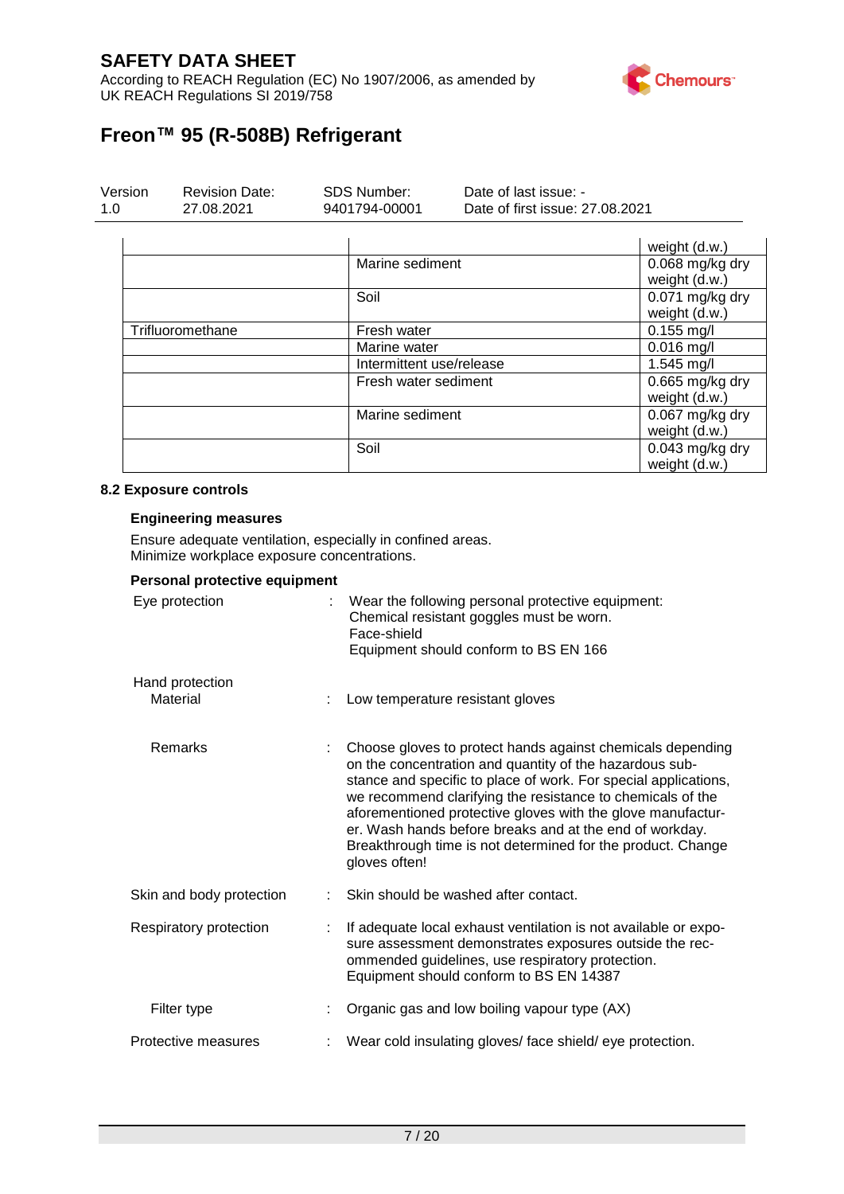| | | |
|---|---|---|
| | | weight (d.w.) |
| | Marine sediment | 0.068 mg/kg dry weight (d.w.) |
| | Soil | 0.071 mg/kg dry weight (d.w.) |
| Trifluoromethane | Fresh water | 0.155 mg/l |
| | Marine water | 0.016 mg/l |
| | Intermittent use/release | 1.545 mg/l |
| | Fresh water sediment | 0.665 mg/kg dry weight (d.w.) |
| | Marine sediment | 0.067 mg/kg dry weight (d.w.) |
| | Soil | 0.043 mg/kg dry weight (d.w.) |

### 8.2 Exposure controls

#### Engineering measures

Ensure adequate ventilation, especially in confined areas.
Minimize workplace exposure concentrations.

#### Personal protective equipment

Eye protection : Wear the following personal protective equipment:
Chemical resistant goggles must be worn.
Face-shield
Equipment should conform to BS EN 166

Hand protection
Material : Low temperature resistant gloves

Remarks : Choose gloves to protect hands against chemicals depending on the concentration and quantity of the hazardous substance and specific to place of work. For special applications, we recommend clarifying the resistance to chemicals of the aforementioned protective gloves with the glove manufacturer. Wash hands before breaks and at the end of workday. Breakthrough time is not determined for the product. Change gloves often!

Skin and body protection : Skin should be washed after contact.

Respiratory protection : If adequate local exhaust ventilation is not available or exposure assessment demonstrates exposures outside the recommended guidelines, use respiratory protection.
Equipment should conform to BS EN 14387

Filter type : Organic gas and low boiling vapour type (AX)

Protective measures : Wear cold insulating gloves/ face shield/ eye protection.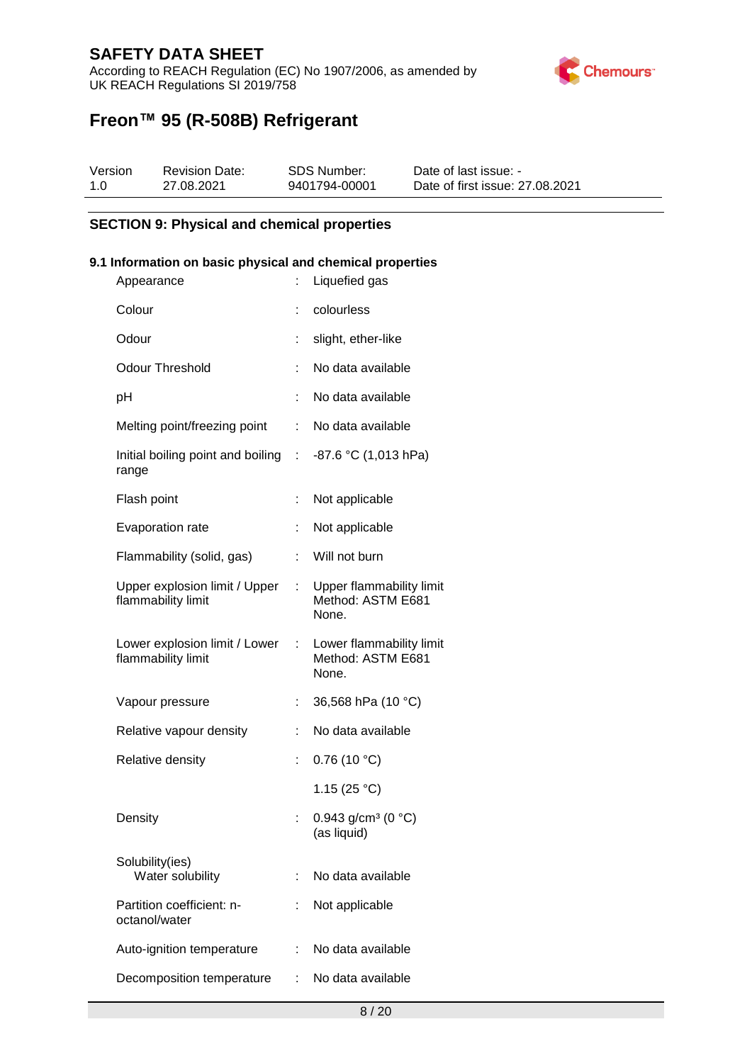## SECTION 9: Physical and chemical properties

### 9.1 Information on basic physical and chemical properties

| Property | | Value |
|---|---|---|
| Appearance | : | Liquefied gas |
| Colour | : | colourless |
| Odour | : | slight, ether-like |
| Odour Threshold | : | No data available |
| pH | : | No data available |
| Melting point/freezing point | : | No data available |
| Initial boiling point and boiling range | : | -87.6 °C (1,013 hPa) |
| Flash point | : | Not applicable |
| Evaporation rate | : | Not applicable |
| Flammability (solid, gas) | : | Will not burn |
| Upper explosion limit / Upper flammability limit | : | Upper flammability limit<br>Method: ASTM E681<br>None. |
| Lower explosion limit / Lower flammability limit | : | Lower flammability limit<br>Method: ASTM E681<br>None. |
| Vapour pressure | : | 36,568 hPa (10 °C) |
| Relative vapour density | : | No data available |
| Relative density | : | 0.76 (10 °C)<br>1.15 (25 °C) |
| Density | : | 0.943 g/cm³ (0 °C)<br>(as liquid) |
| Solubility(ies)<br>Water solubility | : | No data available |
| Partition coefficient: n-octanol/water | : | Not applicable |
| Auto-ignition temperature | : | No data available |
| Decomposition temperature | : | No data available |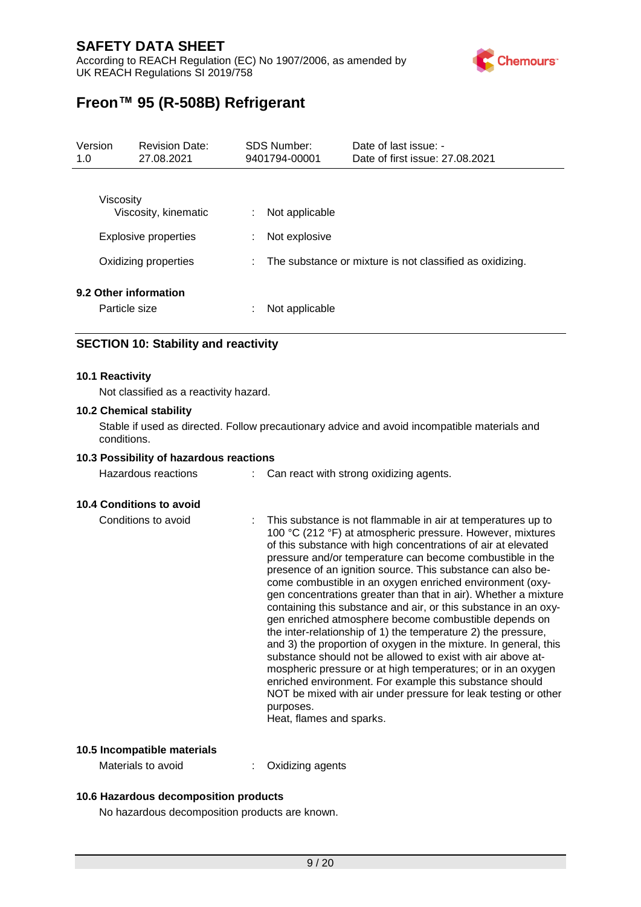| | | |
|---|---|---|
| Viscosity | | |
| Viscosity, kinematic | : | Not applicable |
| Explosive properties | : | Not explosive |
| Oxidizing properties | : | The substance or mixture is not classified as oxidizing. |

**9.2 Other information**

| | | |
|---|---|---|
| Particle size | : | Not applicable |

## SECTION 10: Stability and reactivity

**10.1 Reactivity**

Not classified as a reactivity hazard.

**10.2 Chemical stability**

Stable if used as directed. Follow precautionary advice and avoid incompatible materials and conditions.

**10.3 Possibility of hazardous reactions**

| | | |
|---|---|---|
| Hazardous reactions | : | Can react with strong oxidizing agents. |

**10.4 Conditions to avoid**

| | | |
|---|---|---|
| Conditions to avoid | : | This substance is not flammable in air at temperatures up to 100 °C (212 °F) at atmospheric pressure. However, mixtures of this substance with high concentrations of air at elevated pressure and/or temperature can become combustible in the presence of an ignition source. This substance can also become combustible in an oxygen enriched environment (oxygen concentrations greater than that in air). Whether a mixture containing this substance and air, or this substance in an oxygen enriched atmosphere become combustible depends on the inter-relationship of 1) the temperature 2) the pressure, and 3) the proportion of oxygen in the mixture. In general, this substance should not be allowed to exist with air above atmospheric pressure or at high temperatures; or in an oxygen enriched environment. For example this substance should NOT be mixed with air under pressure for leak testing or other purposes.<br>Heat, flames and sparks. |

**10.5 Incompatible materials**

| | | |
|---|---|---|
| Materials to avoid | : | Oxidizing agents |

**10.6 Hazardous decomposition products**

No hazardous decomposition products are known.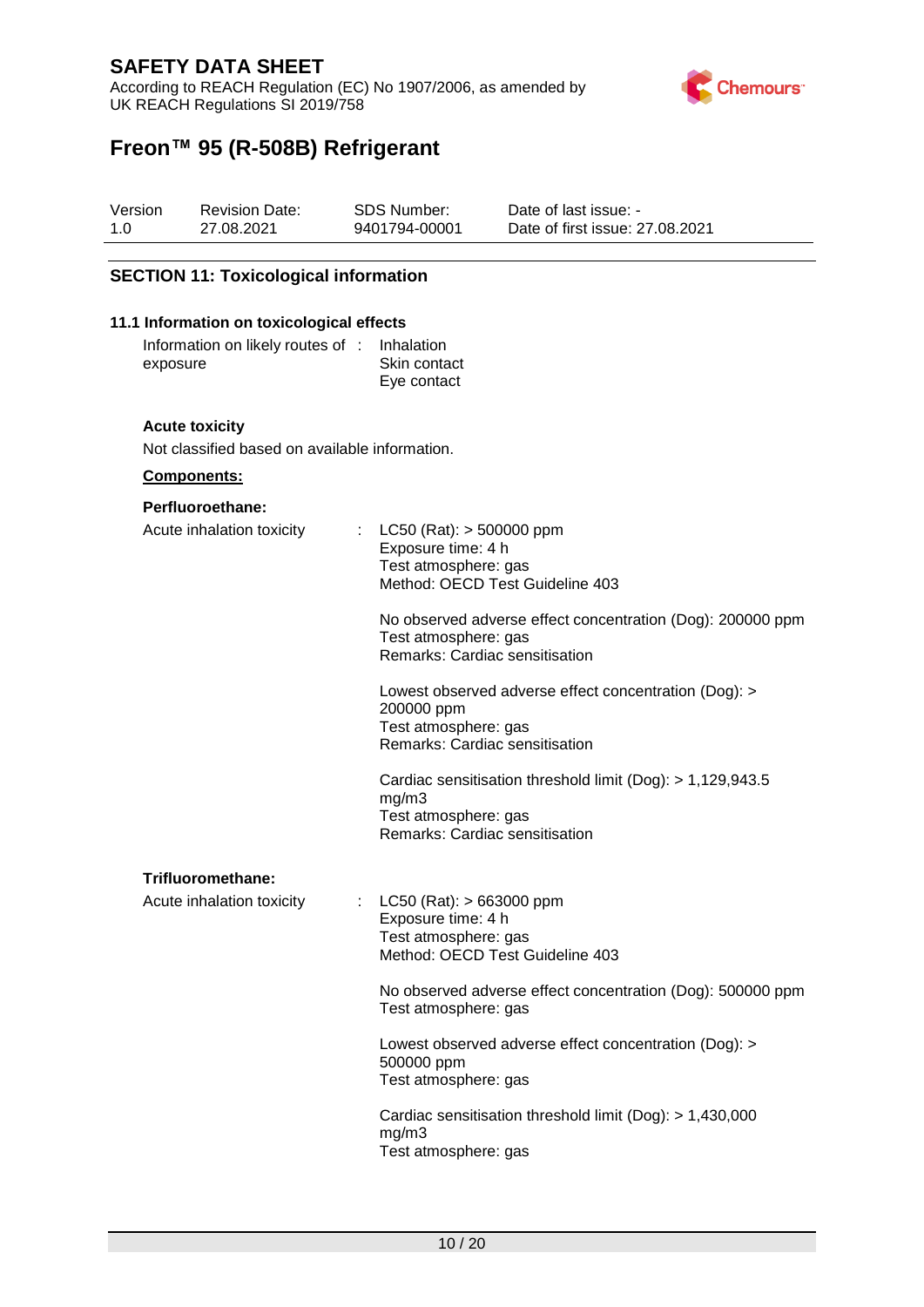## SECTION 11: Toxicological information

### 11.1 Information on toxicological effects

Information on likely routes of exposure : Inhalation
Skin contact
Eye contact

**Acute toxicity**

Not classified based on available information.

**Components:**

**Perfluoroethane:**

Acute inhalation toxicity : LC50 (Rat): > 500000 ppm
Exposure time: 4 h
Test atmosphere: gas
Method: OECD Test Guideline 403

No observed adverse effect concentration (Dog): 200000 ppm
Test atmosphere: gas
Remarks: Cardiac sensitisation

Lowest observed adverse effect concentration (Dog): > 200000 ppm
Test atmosphere: gas
Remarks: Cardiac sensitisation

Cardiac sensitisation threshold limit (Dog): > 1,129,943.5 mg/m3
Test atmosphere: gas
Remarks: Cardiac sensitisation

**Trifluoromethane:**

Acute inhalation toxicity : LC50 (Rat): > 663000 ppm
Exposure time: 4 h
Test atmosphere: gas
Method: OECD Test Guideline 403

No observed adverse effect concentration (Dog): 500000 ppm
Test atmosphere: gas

Lowest observed adverse effect concentration (Dog): > 500000 ppm
Test atmosphere: gas

Cardiac sensitisation threshold limit (Dog): > 1,430,000 mg/m3
Test atmosphere: gas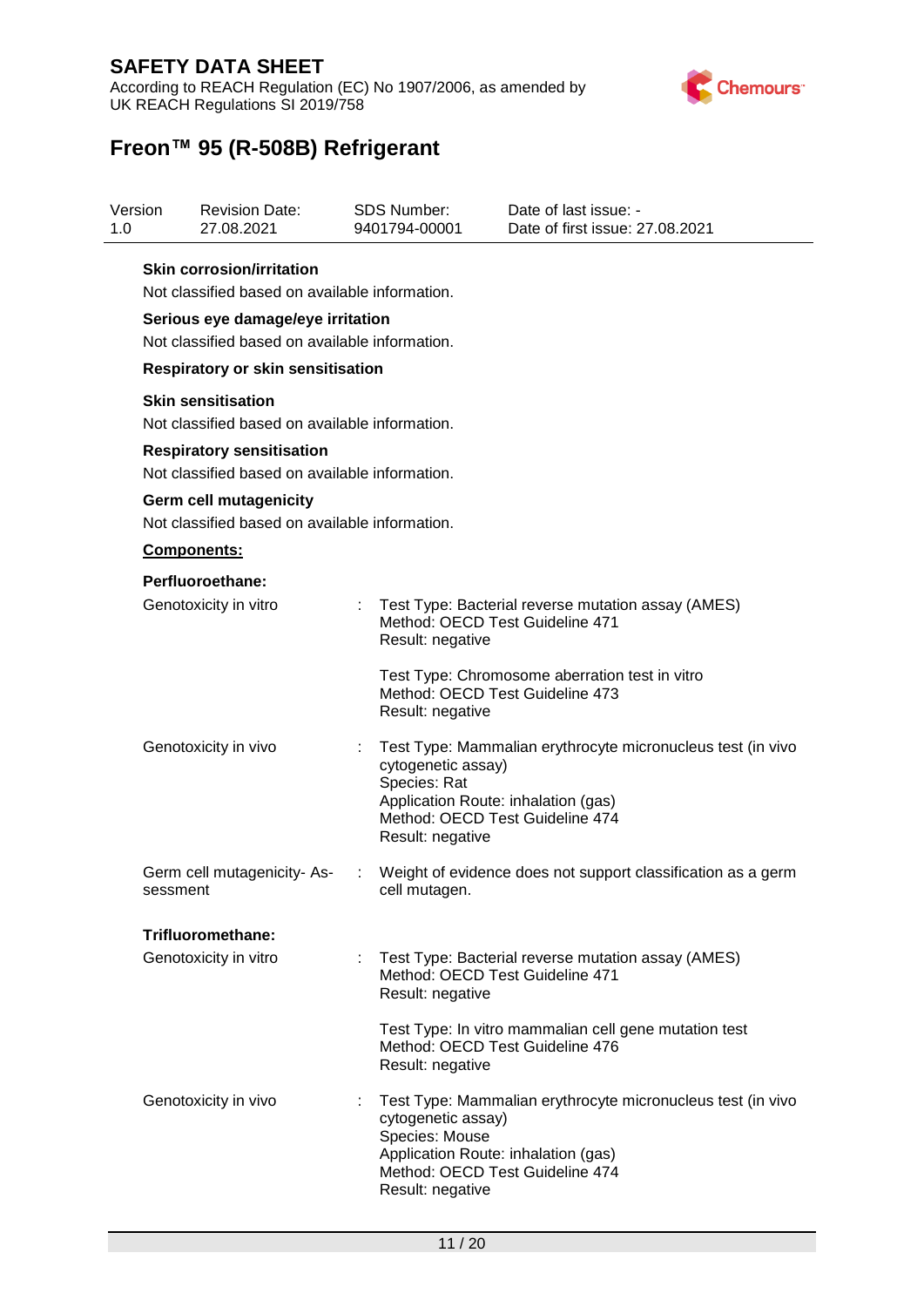**Skin corrosion/irritation**

Not classified based on available information.

**Serious eye damage/eye irritation**

Not classified based on available information.

**Respiratory or skin sensitisation**

**Skin sensitisation**

Not classified based on available information.

**Respiratory sensitisation**

Not classified based on available information.

**Germ cell mutagenicity**

Not classified based on available information.

**Components:**

**Perfluoroethane:**

| | | |
|---|---|---|
| Genotoxicity in vitro | : | Test Type: Bacterial reverse mutation assay (AMES)<br>Method: OECD Test Guideline 471<br>Result: negative |
| | | Test Type: Chromosome aberration test in vitro<br>Method: OECD Test Guideline 473<br>Result: negative |
| Genotoxicity in vivo | : | Test Type: Mammalian erythrocyte micronucleus test (in vivo cytogenetic assay)<br>Species: Rat<br>Application Route: inhalation (gas)<br>Method: OECD Test Guideline 474<br>Result: negative |
| Germ cell mutagenicity- Assessment | : | Weight of evidence does not support classification as a germ cell mutagen. |

**Trifluoromethane:**

| | | |
|---|---|---|
| Genotoxicity in vitro | : | Test Type: Bacterial reverse mutation assay (AMES)<br>Method: OECD Test Guideline 471<br>Result: negative |
| | | Test Type: In vitro mammalian cell gene mutation test<br>Method: OECD Test Guideline 476<br>Result: negative |
| Genotoxicity in vivo | : | Test Type: Mammalian erythrocyte micronucleus test (in vivo cytogenetic assay)<br>Species: Mouse<br>Application Route: inhalation (gas)<br>Method: OECD Test Guideline 474<br>Result: negative |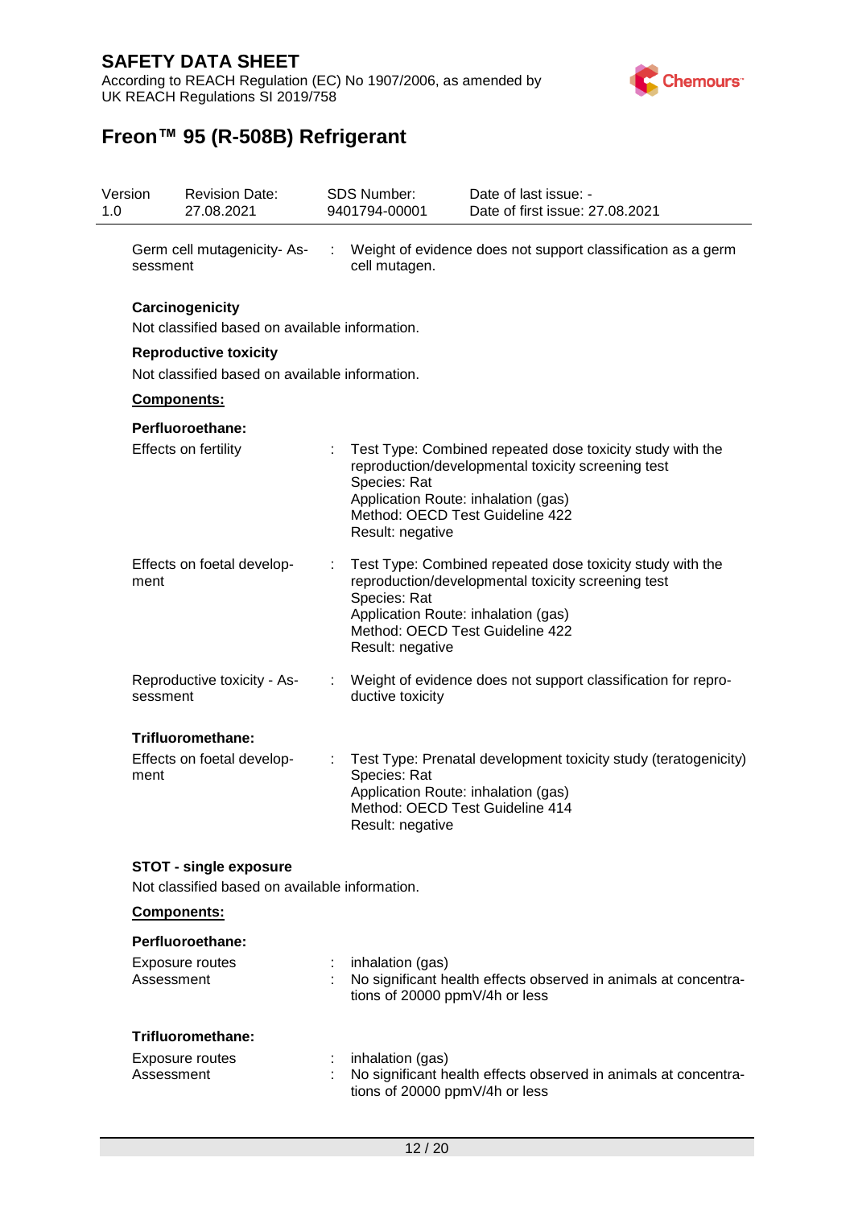Germ cell mutagenicity- Assessment : Weight of evidence does not support classification as a germ cell mutagen.

**Carcinogenicity**

Not classified based on available information.

**Reproductive toxicity**

Not classified based on available information.

**Components:**

**Perfluoroethane:**

Effects on fertility : Test Type: Combined repeated dose toxicity study with the reproduction/developmental toxicity screening test
Species: Rat
Application Route: inhalation (gas)
Method: OECD Test Guideline 422
Result: negative

Effects on foetal development : Test Type: Combined repeated dose toxicity study with the reproduction/developmental toxicity screening test
Species: Rat
Application Route: inhalation (gas)
Method: OECD Test Guideline 422
Result: negative

Reproductive toxicity - Assessment : Weight of evidence does not support classification for reproductive toxicity

**Trifluoromethane:**

Effects on foetal development : Test Type: Prenatal development toxicity study (teratogenicity)
Species: Rat
Application Route: inhalation (gas)
Method: OECD Test Guideline 414
Result: negative

**STOT - single exposure**

Not classified based on available information.

**Components:**

**Perfluoroethane:**

Exposure routes : inhalation (gas)
Assessment : No significant health effects observed in animals at concentrations of 20000 ppmV/4h or less

**Trifluoromethane:**

Exposure routes : inhalation (gas)
Assessment : No significant health effects observed in animals at concentrations of 20000 ppmV/4h or less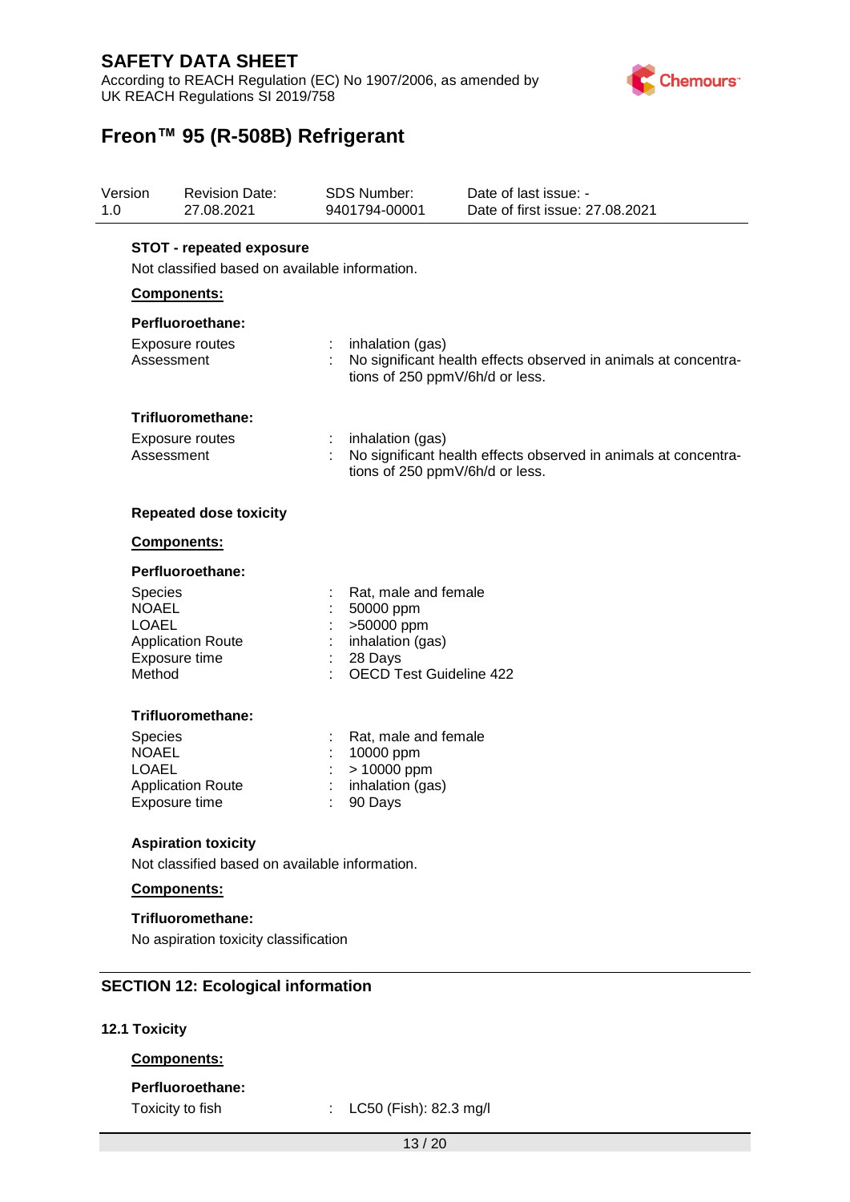**STOT - repeated exposure**

Not classified based on available information.

**Components:**

**Perfluoroethane:**

| | | |
|---|---|---|
| Exposure routes | : | inhalation (gas) |
| Assessment | : | No significant health effects observed in animals at concentrations of 250 ppmV/6h/d or less. |

**Trifluoromethane:**

| | | |
|---|---|---|
| Exposure routes | : | inhalation (gas) |
| Assessment | : | No significant health effects observed in animals at concentrations of 250 ppmV/6h/d or less. |

**Repeated dose toxicity**

**Components:**

**Perfluoroethane:**

| | | |
|---|---|---|
| Species | : | Rat, male and female |
| NOAEL | : | 50000 ppm |
| LOAEL | : | >50000 ppm |
| Application Route | : | inhalation (gas) |
| Exposure time | : | 28 Days |
| Method | : | OECD Test Guideline 422 |

**Trifluoromethane:**

| | | |
|---|---|---|
| Species | : | Rat, male and female |
| NOAEL | : | 10000 ppm |
| LOAEL | : | > 10000 ppm |
| Application Route | : | inhalation (gas) |
| Exposure time | : | 90 Days |

**Aspiration toxicity**

Not classified based on available information.

**Components:**

**Trifluoromethane:**

No aspiration toxicity classification

## SECTION 12: Ecological information

### 12.1 Toxicity

**Components:**

**Perfluoroethane:**

| | | |
|---|---|---|
| Toxicity to fish | : | LC50 (Fish): 82.3 mg/l |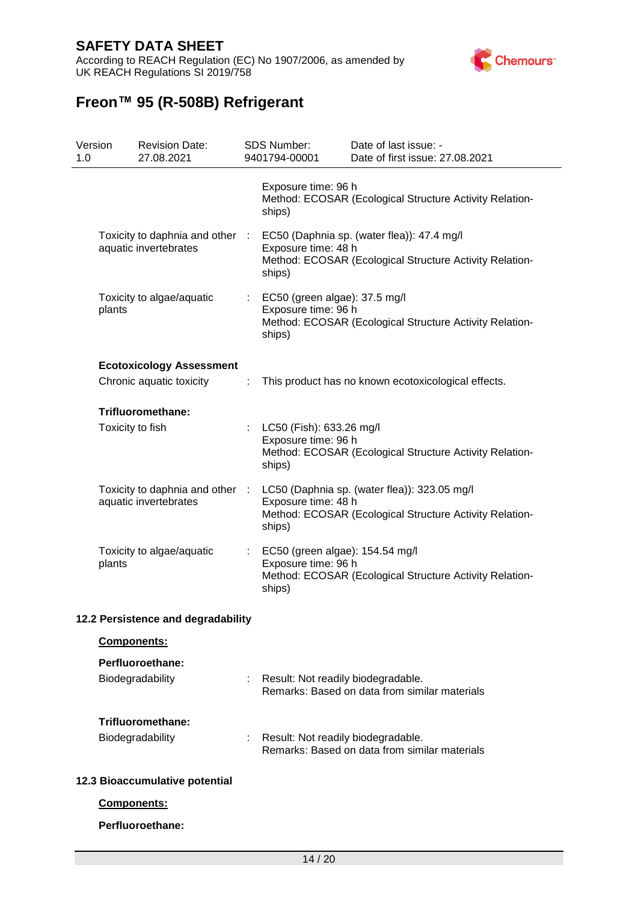| | | |
|---|---|---|
| | | Exposure time: 96 h<br>Method: ECOSAR (Ecological Structure Activity Relationships) |
| Toxicity to daphnia and other aquatic invertebrates | : | EC50 (Daphnia sp. (water flea)): 47.4 mg/l<br>Exposure time: 48 h<br>Method: ECOSAR (Ecological Structure Activity Relationships) |
| Toxicity to algae/aquatic plants | : | EC50 (green algae): 37.5 mg/l<br>Exposure time: 96 h<br>Method: ECOSAR (Ecological Structure Activity Relationships) |

**Ecotoxicology Assessment**

| | | |
|---|---|---|
| Chronic aquatic toxicity | : | This product has no known ecotoxicological effects. |

**Trifluoromethane:**

| | | |
|---|---|---|
| Toxicity to fish | : | LC50 (Fish): 633.26 mg/l<br>Exposure time: 96 h<br>Method: ECOSAR (Ecological Structure Activity Relationships) |
| Toxicity to daphnia and other aquatic invertebrates | : | LC50 (Daphnia sp. (water flea)): 323.05 mg/l<br>Exposure time: 48 h<br>Method: ECOSAR (Ecological Structure Activity Relationships) |
| Toxicity to algae/aquatic plants | : | EC50 (green algae): 154.54 mg/l<br>Exposure time: 96 h<br>Method: ECOSAR (Ecological Structure Activity Relationships) |

### 12.2 Persistence and degradability

**Components:**

**Perfluoroethane:**

| | | |
|---|---|---|
| Biodegradability | : | Result: Not readily biodegradable.<br>Remarks: Based on data from similar materials |

**Trifluoromethane:**

| | | |
|---|---|---|
| Biodegradability | : | Result: Not readily biodegradable.<br>Remarks: Based on data from similar materials |

### 12.3 Bioaccumulative potential

**Components:**

**Perfluoroethane:**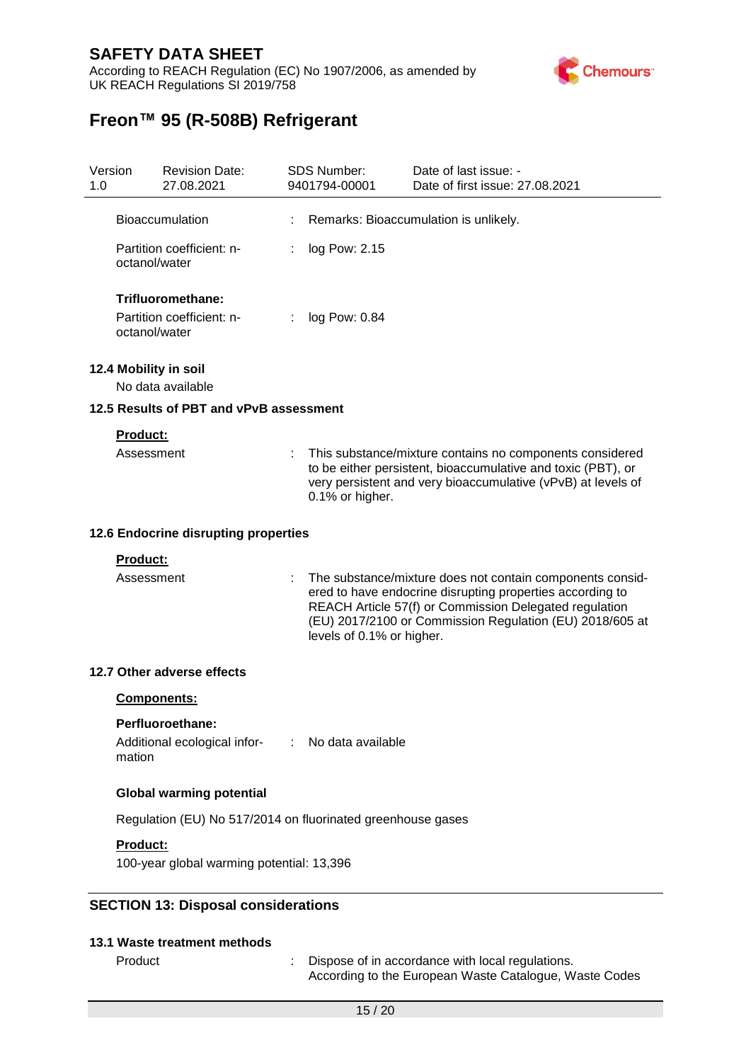Bioaccumulation : Remarks: Bioaccumulation is unlikely.

Partition coefficient: n-octanol/water : log Pow: 2.15

**Trifluoromethane:**

Partition coefficient: n-octanol/water : log Pow: 0.84

### 12.4 Mobility in soil

No data available

### 12.5 Results of PBT and vPvB assessment

**Product:**

Assessment : This substance/mixture contains no components considered to be either persistent, bioaccumulative and toxic (PBT), or very persistent and very bioaccumulative (vPvB) at levels of 0.1% or higher.

### 12.6 Endocrine disrupting properties

**Product:**

Assessment : The substance/mixture does not contain components considered to have endocrine disrupting properties according to REACH Article 57(f) or Commission Delegated regulation (EU) 2017/2100 or Commission Regulation (EU) 2018/605 at levels of 0.1% or higher.

### 12.7 Other adverse effects

**Components:**

**Perfluoroethane:**

Additional ecological information : No data available

**Global warming potential**

Regulation (EU) No 517/2014 on fluorinated greenhouse gases

**Product:**

100-year global warming potential: 13,396

## SECTION 13: Disposal considerations

### 13.1 Waste treatment methods

Product : Dispose of in accordance with local regulations.
According to the European Waste Catalogue, Waste Codes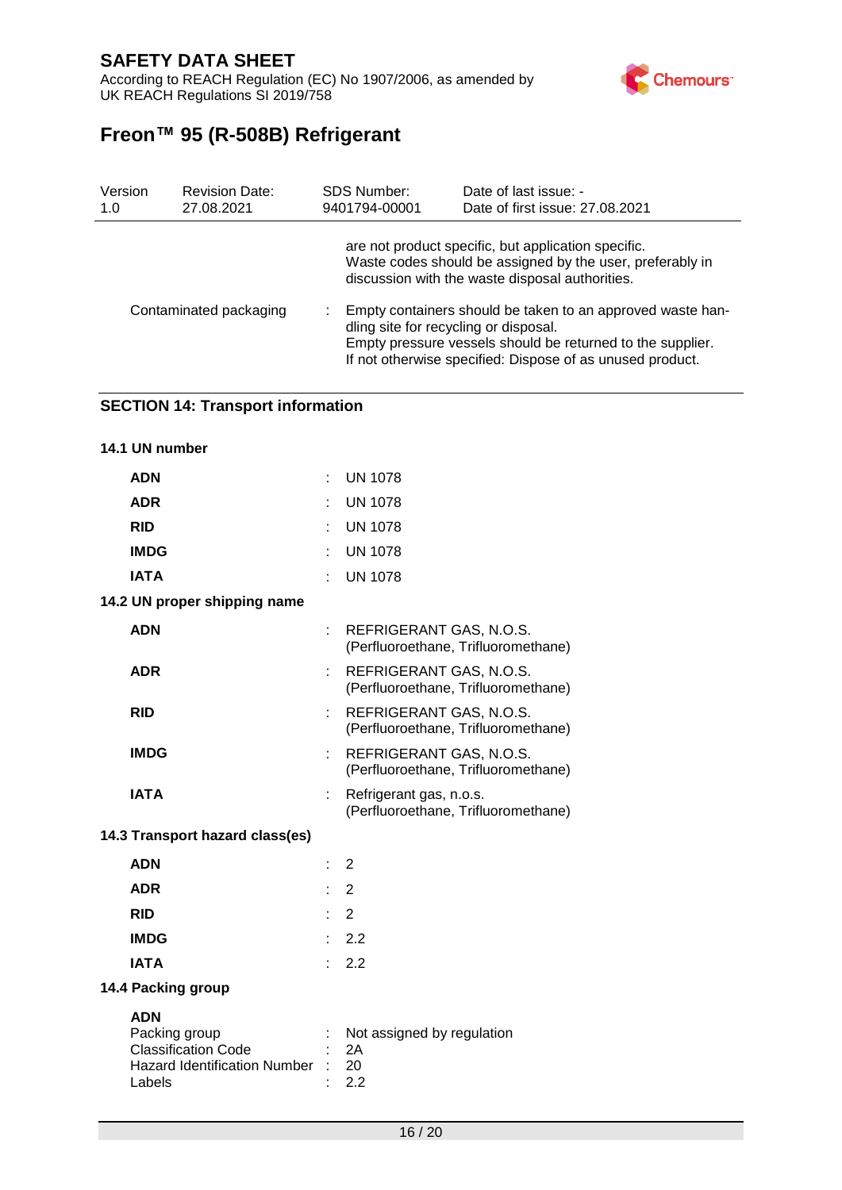are not product specific, but application specific. Waste codes should be assigned by the user, preferably in discussion with the waste disposal authorities.

| | | |
|---|---|---|
| Contaminated packaging | : | Empty containers should be taken to an approved waste handling site for recycling or disposal. Empty pressure vessels should be returned to the supplier. If not otherwise specified: Dispose of as unused product. |

## SECTION 14: Transport information

### 14.1 UN number

| | | |
|---|---|---|
| **ADN** | : | UN 1078 |
| **ADR** | : | UN 1078 |
| **RID** | : | UN 1078 |
| **IMDG** | : | UN 1078 |
| **IATA** | : | UN 1078 |

### 14.2 UN proper shipping name

| | | |
|---|---|---|
| **ADN** | : | REFRIGERANT GAS, N.O.S. (Perfluoroethane, Trifluoromethane) |
| **ADR** | : | REFRIGERANT GAS, N.O.S. (Perfluoroethane, Trifluoromethane) |
| **RID** | : | REFRIGERANT GAS, N.O.S. (Perfluoroethane, Trifluoromethane) |
| **IMDG** | : | REFRIGERANT GAS, N.O.S. (Perfluoroethane, Trifluoromethane) |
| **IATA** | : | Refrigerant gas, n.o.s. (Perfluoroethane, Trifluoromethane) |

### 14.3 Transport hazard class(es)

| | | |
|---|---|---|
| **ADN** | : | 2 |
| **ADR** | : | 2 |
| **RID** | : | 2 |
| **IMDG** | : | 2.2 |
| **IATA** | : | 2.2 |

### 14.4 Packing group

**ADN**

| | | |
|---|---|---|
| Packing group | : | Not assigned by regulation |
| Classification Code | : | 2A |
| Hazard Identification Number | : | 20 |
| Labels | : | 2.2 |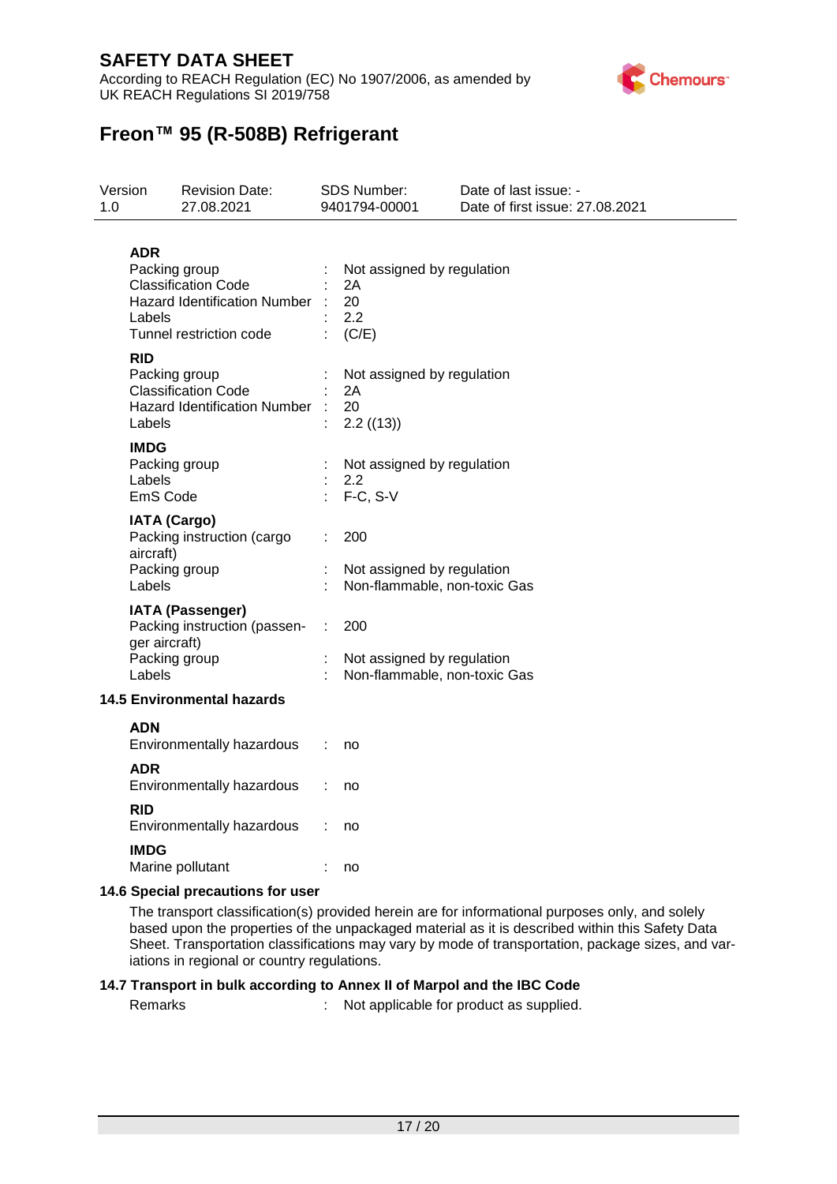**ADR**

| | | |
|---|---|---|
| Packing group | : | Not assigned by regulation |
| Classification Code | : | 2A |
| Hazard Identification Number | : | 20 |
| Labels | : | 2.2 |
| Tunnel restriction code | : | (C/E) |

**RID**

| | | |
|---|---|---|
| Packing group | : | Not assigned by regulation |
| Classification Code | : | 2A |
| Hazard Identification Number | : | 20 |
| Labels | : | 2.2 ((13)) |

**IMDG**

| | | |
|---|---|---|
| Packing group | : | Not assigned by regulation |
| Labels | : | 2.2 |
| EmS Code | : | F-C, S-V |

**IATA (Cargo)**

| | | |
|---|---|---|
| Packing instruction (cargo aircraft) | : | 200 |
| Packing group | : | Not assigned by regulation |
| Labels | : | Non-flammable, non-toxic Gas |

**IATA (Passenger)**

| | | |
|---|---|---|
| Packing instruction (passenger aircraft) | : | 200 |
| Packing group | : | Not assigned by regulation |
| Labels | : | Non-flammable, non-toxic Gas |

### 14.5 Environmental hazards

**ADN**

Environmentally hazardous : no

**ADR**

Environmentally hazardous : no

**RID**

Environmentally hazardous : no

**IMDG**

Marine pollutant : no

### 14.6 Special precautions for user

The transport classification(s) provided herein are for informational purposes only, and solely based upon the properties of the unpackaged material as it is described within this Safety Data Sheet. Transportation classifications may vary by mode of transportation, package sizes, and variations in regional or country regulations.

### 14.7 Transport in bulk according to Annex II of Marpol and the IBC Code

Remarks : Not applicable for product as supplied.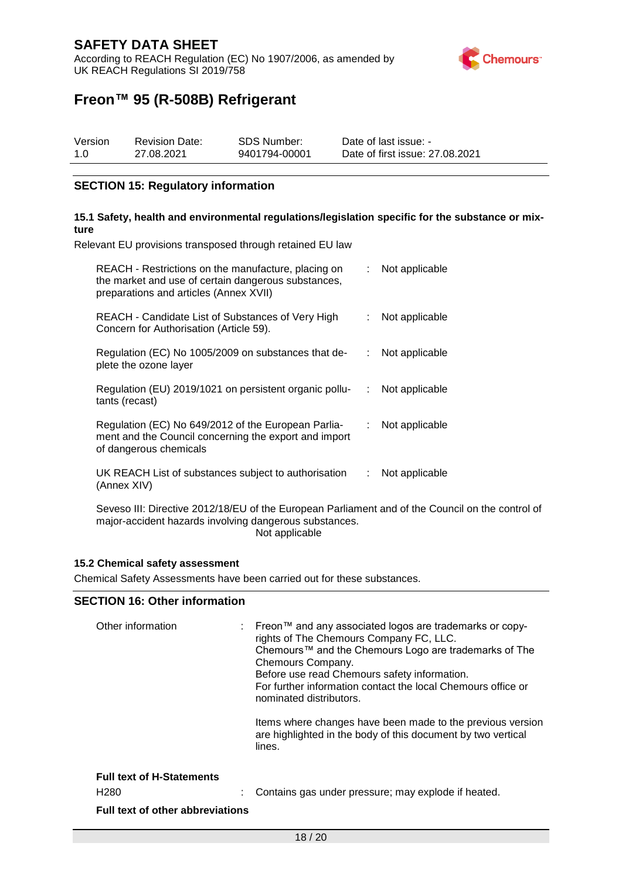## SECTION 15: Regulatory information

### 15.1 Safety, health and environmental regulations/legislation specific for the substance or mixture

Relevant EU provisions transposed through retained EU law

| | | |
|---|---|---|
| REACH - Restrictions on the manufacture, placing on the market and use of certain dangerous substances, preparations and articles (Annex XVII) | : | Not applicable |
| REACH - Candidate List of Substances of Very High Concern for Authorisation (Article 59). | : | Not applicable |
| Regulation (EC) No 1005/2009 on substances that deplete the ozone layer | : | Not applicable |
| Regulation (EU) 2019/1021 on persistent organic pollutants (recast) | : | Not applicable |
| Regulation (EC) No 649/2012 of the European Parliament and the Council concerning the export and import of dangerous chemicals | : | Not applicable |
| UK REACH List of substances subject to authorisation (Annex XIV) | : | Not applicable |

Seveso III: Directive 2012/18/EU of the European Parliament and of the Council on the control of major-accident hazards involving dangerous substances.
Not applicable

### 15.2 Chemical safety assessment

Chemical Safety Assessments have been carried out for these substances.

## SECTION 16: Other information

Other information : Freon™ and any associated logos are trademarks or copyrights of The Chemours Company FC, LLC.
Chemours™ and the Chemours Logo are trademarks of The Chemours Company.
Before use read Chemours safety information.
For further information contact the local Chemours office or nominated distributors.

Items where changes have been made to the previous version are highlighted in the body of this document by two vertical lines.

**Full text of H-Statements**

H280 : Contains gas under pressure; may explode if heated.

**Full text of other abbreviations**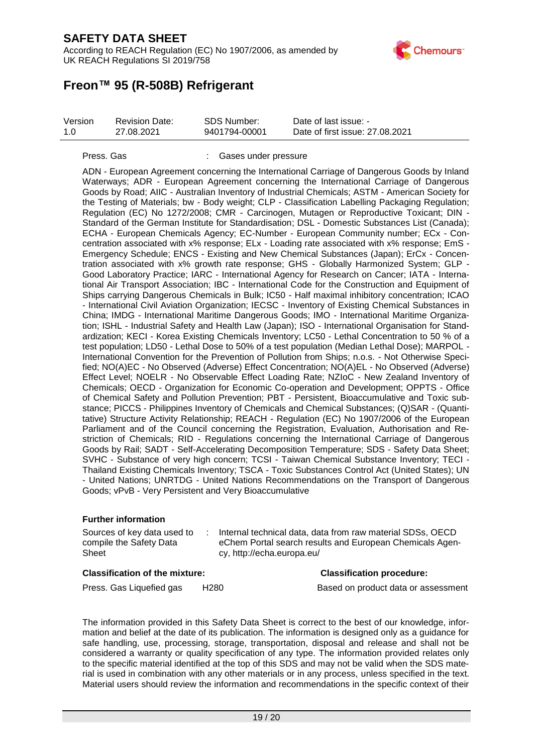Press. Gas : Gases under pressure

ADN - European Agreement concerning the International Carriage of Dangerous Goods by Inland Waterways; ADR - European Agreement concerning the International Carriage of Dangerous Goods by Road; AIIC - Australian Inventory of Industrial Chemicals; ASTM - American Society for the Testing of Materials; bw - Body weight; CLP - Classification Labelling Packaging Regulation; Regulation (EC) No 1272/2008; CMR - Carcinogen, Mutagen or Reproductive Toxicant; DIN - Standard of the German Institute for Standardisation; DSL - Domestic Substances List (Canada); ECHA - European Chemicals Agency; EC-Number - European Community number; ECx - Concentration associated with x% response; ELx - Loading rate associated with x% response; EmS - Emergency Schedule; ENCS - Existing and New Chemical Substances (Japan); ErCx - Concentration associated with x% growth rate response; GHS - Globally Harmonized System; GLP - Good Laboratory Practice; IARC - International Agency for Research on Cancer; IATA - International Air Transport Association; IBC - International Code for the Construction and Equipment of Ships carrying Dangerous Chemicals in Bulk; IC50 - Half maximal inhibitory concentration; ICAO - International Civil Aviation Organization; IECSC - Inventory of Existing Chemical Substances in China; IMDG - International Maritime Dangerous Goods; IMO - International Maritime Organization; ISHL - Industrial Safety and Health Law (Japan); ISO - International Organisation for Standardization; KECI - Korea Existing Chemicals Inventory; LC50 - Lethal Concentration to 50 % of a test population; LD50 - Lethal Dose to 50% of a test population (Median Lethal Dose); MARPOL - International Convention for the Prevention of Pollution from Ships; n.o.s. - Not Otherwise Specified; NO(A)EC - No Observed (Adverse) Effect Concentration; NO(A)EL - No Observed (Adverse) Effect Level; NOELR - No Observable Effect Loading Rate; NZIoC - New Zealand Inventory of Chemicals; OECD - Organization for Economic Co-operation and Development; OPPTS - Office of Chemical Safety and Pollution Prevention; PBT - Persistent, Bioaccumulative and Toxic substance; PICCS - Philippines Inventory of Chemicals and Chemical Substances; (Q)SAR - (Quantitative) Structure Activity Relationship; REACH - Regulation (EC) No 1907/2006 of the European Parliament and of the Council concerning the Registration, Evaluation, Authorisation and Restriction of Chemicals; RID - Regulations concerning the International Carriage of Dangerous Goods by Rail; SADT - Self-Accelerating Decomposition Temperature; SDS - Safety Data Sheet; SVHC - Substance of very high concern; TCSI - Taiwan Chemical Substance Inventory; TECI - Thailand Existing Chemicals Inventory; TSCA - Toxic Substances Control Act (United States); UN - United Nations; UNRTDG - United Nations Recommendations on the Transport of Dangerous Goods; vPvB - Very Persistent and Very Bioaccumulative

**Further information**

Sources of key data used to compile the Safety Data Sheet : Internal technical data, data from raw material SDSs, OECD eChem Portal search results and European Chemicals Agency, http://echa.europa.eu/

| **Classification of the mixture:** | | **Classification procedure:** |
|---|---|---|
| Press. Gas Liquefied gas | H280 | Based on product data or assessment |

The information provided in this Safety Data Sheet is correct to the best of our knowledge, information and belief at the date of its publication. The information is designed only as a guidance for safe handling, use, processing, storage, transportation, disposal and release and shall not be considered a warranty or quality specification of any type. The information provided relates only to the specific material identified at the top of this SDS and may not be valid when the SDS material is used in combination with any other materials or in any process, unless specified in the text. Material users should review the information and recommendations in the specific context of their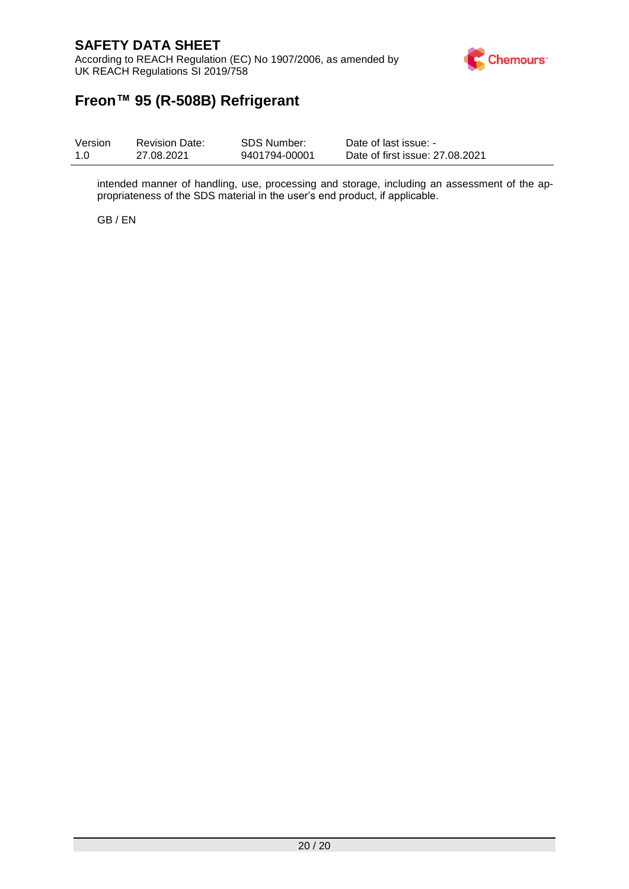intended manner of handling, use, processing and storage, including an assessment of the appropriateness of the SDS material in the user's end product, if applicable.

GB / EN